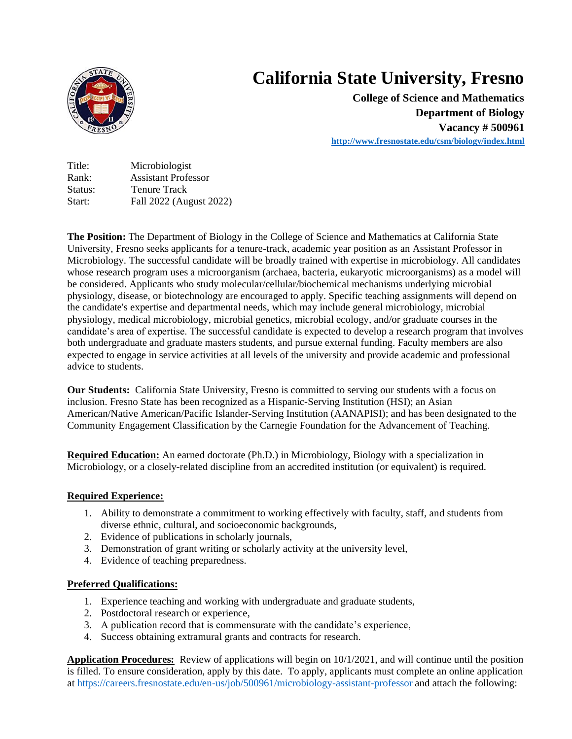# California State University, Fresno

**College of Science and Mathematics**
**Department of Biology**
**Vacancy # 500961**
**http://www.fresnostate.edu/csm/biology/index.html**

Title: Microbiologist
Rank: Assistant Professor
Status: Tenure Track
Start: Fall 2022 (August 2022)

**The Position:** The Department of Biology in the College of Science and Mathematics at California State University, Fresno seeks applicants for a tenure-track, academic year position as an Assistant Professor in Microbiology. The successful candidate will be broadly trained with expertise in microbiology. All candidates whose research program uses a microorganism (archaea, bacteria, eukaryotic microorganisms) as a model will be considered. Applicants who study molecular/cellular/biochemical mechanisms underlying microbial physiology, disease, or biotechnology are encouraged to apply. Specific teaching assignments will depend on the candidate's expertise and departmental needs, which may include general microbiology, microbial physiology, medical microbiology, microbial genetics, microbial ecology, and/or graduate courses in the candidate's area of expertise. The successful candidate is expected to develop a research program that involves both undergraduate and graduate masters students, and pursue external funding. Faculty members are also expected to engage in service activities at all levels of the university and provide academic and professional advice to students.

**Our Students:** California State University, Fresno is committed to serving our students with a focus on inclusion. Fresno State has been recognized as a Hispanic-Serving Institution (HSI); an Asian American/Native American/Pacific Islander-Serving Institution (AANAPISI); and has been designated to the Community Engagement Classification by the Carnegie Foundation for the Advancement of Teaching.

**Required Education:** An earned doctorate (Ph.D.) in Microbiology, Biology with a specialization in Microbiology, or a closely-related discipline from an accredited institution (or equivalent) is required.

**Required Experience:**

1. Ability to demonstrate a commitment to working effectively with faculty, staff, and students from diverse ethnic, cultural, and socioeconomic backgrounds,
2. Evidence of publications in scholarly journals,
3. Demonstration of grant writing or scholarly activity at the university level,
4. Evidence of teaching preparedness.

**Preferred Qualifications:**

1. Experience teaching and working with undergraduate and graduate students,
2. Postdoctoral research or experience,
3. A publication record that is commensurate with the candidate's experience,
4. Success obtaining extramural grants and contracts for research.

**Application Procedures:** Review of applications will begin on 10/1/2021, and will continue until the position is filled. To ensure consideration, apply by this date. To apply, applicants must complete an online application at https://careers.fresnostate.edu/en-us/job/500961/microbiology-assistant-professor and attach the following: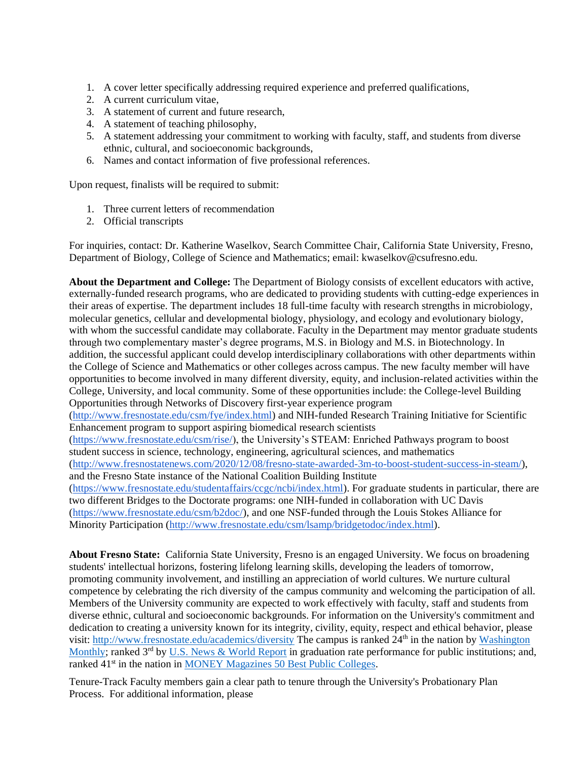1. A cover letter specifically addressing required experience and preferred qualifications,
2. A current curriculum vitae,
3. A statement of current and future research,
4. A statement of teaching philosophy,
5. A statement addressing your commitment to working with faculty, staff, and students from diverse ethnic, cultural, and socioeconomic backgrounds,
6. Names and contact information of five professional references.

Upon request, finalists will be required to submit:

1. Three current letters of recommendation
2. Official transcripts

For inquiries, contact: Dr. Katherine Waselkov, Search Committee Chair, California State University, Fresno, Department of Biology, College of Science and Mathematics; email: kwaselkov@csufresno.edu.

**About the Department and College:** The Department of Biology consists of excellent educators with active, externally-funded research programs, who are dedicated to providing students with cutting-edge experiences in their areas of expertise. The department includes 18 full-time faculty with research strengths in microbiology, molecular genetics, cellular and developmental biology, physiology, and ecology and evolutionary biology, with whom the successful candidate may collaborate. Faculty in the Department may mentor graduate students through two complementary master's degree programs, M.S. in Biology and M.S. in Biotechnology. In addition, the successful applicant could develop interdisciplinary collaborations with other departments within the College of Science and Mathematics or other colleges across campus. The new faculty member will have opportunities to become involved in many different diversity, equity, and inclusion-related activities within the College, University, and local community. Some of these opportunities include: the College-level Building Opportunities through Networks of Discovery first-year experience program (http://www.fresnostate.edu/csm/fye/index.html) and NIH-funded Research Training Initiative for Scientific Enhancement program to support aspiring biomedical research scientists (https://www.fresnostate.edu/csm/rise/), the University's STEAM: Enriched Pathways program to boost student success in science, technology, engineering, agricultural sciences, and mathematics (http://www.fresnostatenews.com/2020/12/08/fresno-state-awarded-3m-to-boost-student-success-in-steam/), and the Fresno State instance of the National Coalition Building Institute (https://www.fresnostate.edu/studentaffairs/ccgc/ncbi/index.html). For graduate students in particular, there are two different Bridges to the Doctorate programs: one NIH-funded in collaboration with UC Davis (https://www.fresnostate.edu/csm/b2doc/), and one NSF-funded through the Louis Stokes Alliance for Minority Participation (http://www.fresnostate.edu/csm/lsamp/bridgetodoc/index.html).

**About Fresno State:** California State University, Fresno is an engaged University. We focus on broadening students' intellectual horizons, fostering lifelong learning skills, developing the leaders of tomorrow, promoting community involvement, and instilling an appreciation of world cultures. We nurture cultural competence by celebrating the rich diversity of the campus community and welcoming the participation of all. Members of the University community are expected to work effectively with faculty, staff and students from diverse ethnic, cultural and socioeconomic backgrounds. For information on the University's commitment and dedication to creating a university known for its integrity, civility, equity, respect and ethical behavior, please visit: http://www.fresnostate.edu/academics/diversity The campus is ranked 24th in the nation by Washington Monthly; ranked 3rd by U.S. News & World Report in graduation rate performance for public institutions; and, ranked 41st in the nation in MONEY Magazines 50 Best Public Colleges.

Tenure-Track Faculty members gain a clear path to tenure through the University's Probationary Plan Process. For additional information, please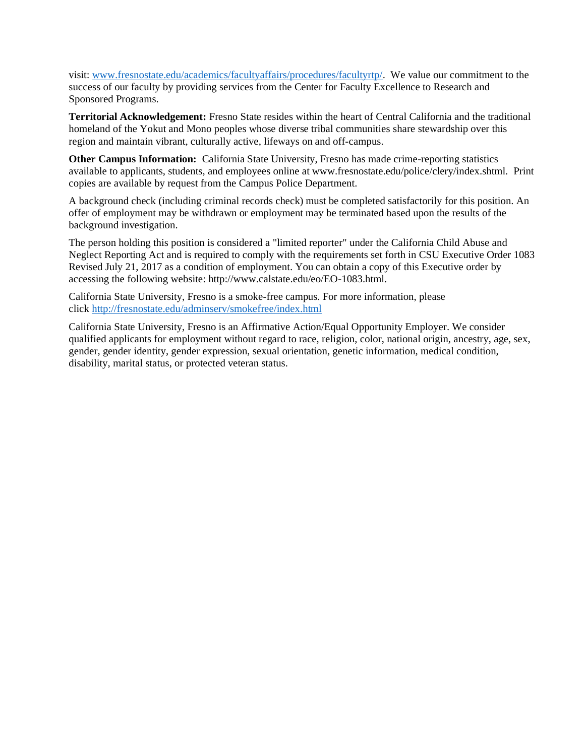visit: [www.fresnostate.edu/academics/facultyaffairs/procedures/facultyrtp/](www.fresnostate.edu/academics/facultyaffairs/procedures/facultyrtp/). We value our commitment to the success of our faculty by providing services from the Center for Faculty Excellence to Research and Sponsored Programs.

**Territorial Acknowledgement:** Fresno State resides within the heart of Central California and the traditional homeland of the Yokut and Mono peoples whose diverse tribal communities share stewardship over this region and maintain vibrant, culturally active, lifeways on and off-campus.

**Other Campus Information:** California State University, Fresno has made crime-reporting statistics available to applicants, students, and employees online at www.fresnostate.edu/police/clery/index.shtml. Print copies are available by request from the Campus Police Department.

A background check (including criminal records check) must be completed satisfactorily for this position. An offer of employment may be withdrawn or employment may be terminated based upon the results of the background investigation.

The person holding this position is considered a "limited reporter" under the California Child Abuse and Neglect Reporting Act and is required to comply with the requirements set forth in CSU Executive Order 1083 Revised July 21, 2017 as a condition of employment. You can obtain a copy of this Executive order by accessing the following website: http://www.calstate.edu/eo/EO-1083.html.

California State University, Fresno is a smoke-free campus. For more information, please click [http://fresnostate.edu/adminserv/smokefree/index.html](http://fresnostate.edu/adminserv/smokefree/index.html)

California State University, Fresno is an Affirmative Action/Equal Opportunity Employer. We consider qualified applicants for employment without regard to race, religion, color, national origin, ancestry, age, sex, gender, gender identity, gender expression, sexual orientation, genetic information, medical condition, disability, marital status, or protected veteran status.